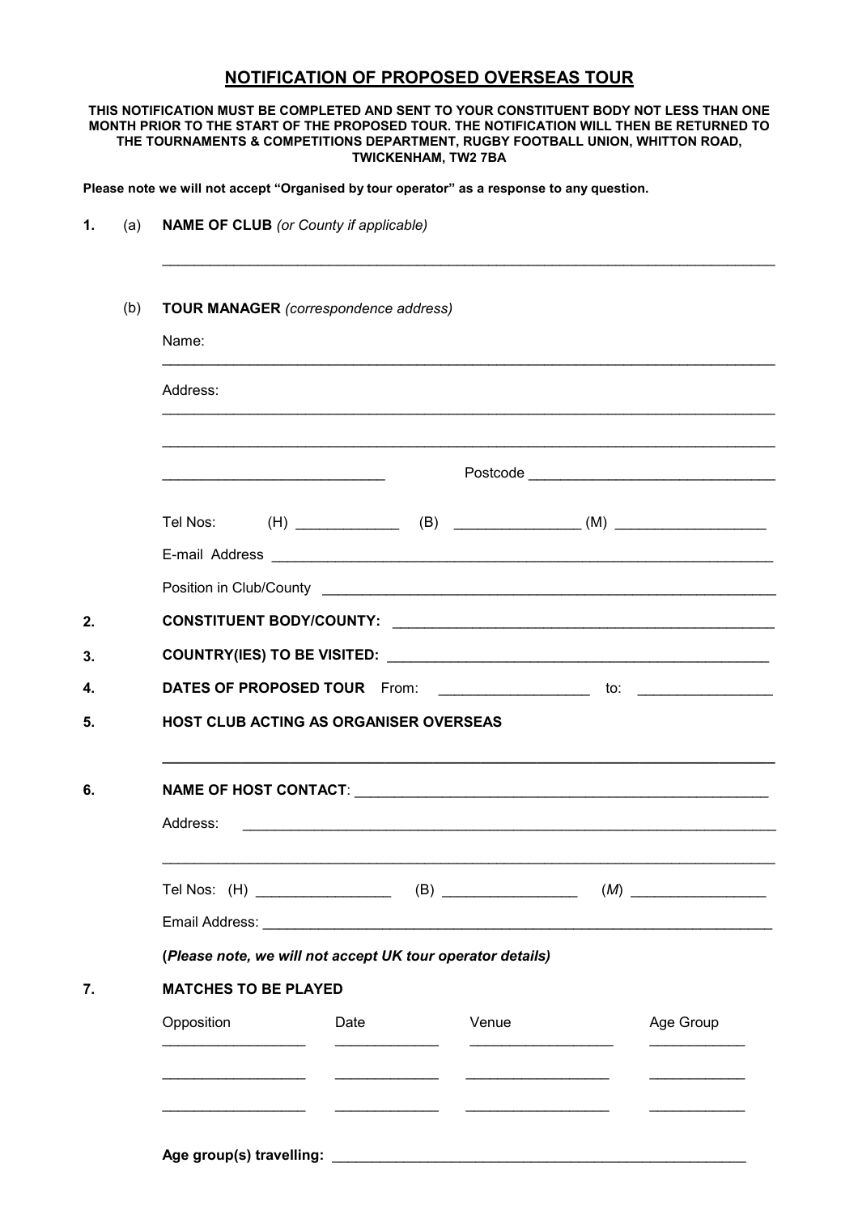# NOTIFICATION OF PROPOSED OVERSEAS TOUR

**THIS NOTIFICATION MUST BE COMPLETED AND SENT TO YOUR CONSTITUENT BODY NOT LESS THAN ONE MONTH PRIOR TO THE START OF THE PROPOSED TOUR. THE NOTIFICATION WILL THEN BE RETURNED TO THE TOURNAMENTS & COMPETITIONS DEPARTMENT, RUGBY FOOTBALL UNION, WHITTON ROAD, TWICKENHAM, TW2 7BA**

**Please note we will not accept "Organised by tour operator" as a response to any question.**

**1.** (a) **NAME OF CLUB** *(or County if applicable)*

_______________________________________________

(b) **TOUR MANAGER** *(correspondence address)*

Name: _______________________________________________

Address: _______________________________________________

_______________________________________________

_______________________________ Postcode _______________________________

Tel Nos: (H) _____________ (B) _______________ (M) __________________

E-mail Address _______________________________________________

Position in Club/County _______________________________________________

**2.** **CONSTITUENT BODY/COUNTY:** _______________________________________________

**3.** **COUNTRY(IES) TO BE VISITED:** _______________________________________________

**4.** **DATES OF PROPOSED TOUR** From: __________________ to: ________________

**5.** **HOST CLUB ACTING AS ORGANISER OVERSEAS**

_______________________________________________

**6.** **NAME OF HOST CONTACT**: _______________________________________________

Address: _______________________________________________

_______________________________________________

Tel Nos: (H) ________________ (B) ________________ (*M*) ________________

Email Address: _______________________________________________

**(*Please note, we will not accept UK tour operator details*)**

**7.** **MATCHES TO BE PLAYED**

| Opposition | Date | Venue | Age Group |
|---|---|---|---|
| __________________ | _____________ | __________________ | ____________ |
| __________________ | _____________ | __________________ | ____________ |
| __________________ | _____________ | __________________ | ____________ |

**Age group(s) travelling:** _______________________________________________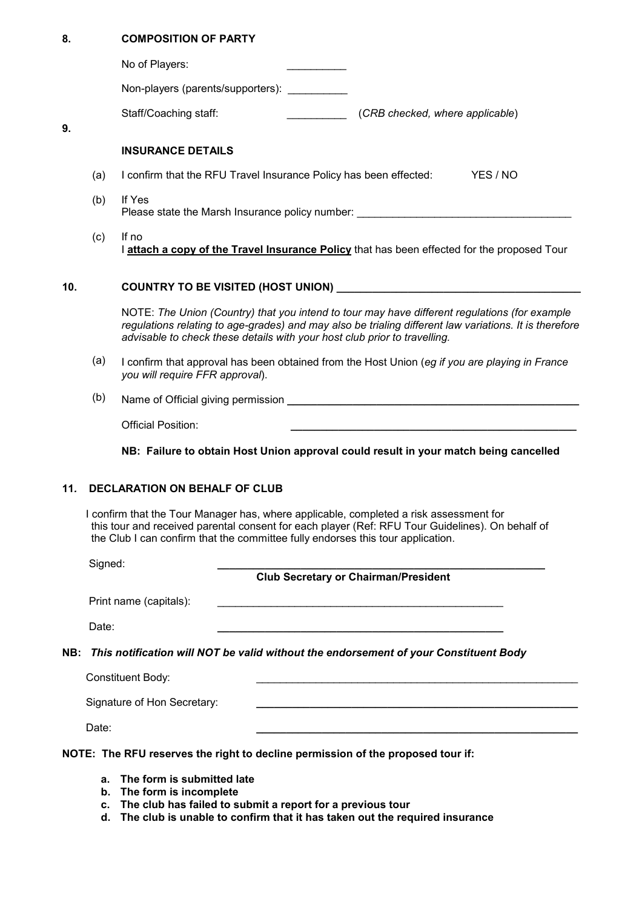## 8. COMPOSITION OF PARTY

No of Players: __________

Non-players (parents/supporters): __________

Staff/Coaching staff: __________ (*CRB checked, where applicable*)

## 9. INSURANCE DETAILS

(a) I confirm that the RFU Travel Insurance Policy has been effected: YES / NO

(b) If Yes
Please state the Marsh Insurance policy number: ____________________________________

(c) If no
I **attach a copy of the Travel Insurance Policy** that has been effected for the proposed Tour

## 10. COUNTRY TO BE VISITED (HOST UNION) ________________________________________

NOTE: *The Union (Country) that you intend to tour may have different regulations (for example regulations relating to age-grades) and may also be trialing different law variations. It is therefore advisable to check these details with your host club prior to travelling.*

(a) I confirm that approval has been obtained from the Host Union (*eg if you are playing in France you will require FFR approval*).

(b) Name of Official giving permission ________________________________________

Official Position: ________________________________________

**NB: Failure to obtain Host Union approval could result in your match being cancelled**

## 11. DECLARATION ON BEHALF OF CLUB

I confirm that the Tour Manager has, where applicable, completed a risk assessment for this tour and received parental consent for each player (Ref: RFU Tour Guidelines). On behalf of the Club I can confirm that the committee fully endorses this tour application.

Signed: ________________________________________
**Club Secretary or Chairman/President**

Print name (capitals): ________________________________________

Date: ________________________________________

**NB:** ***This notification will NOT be valid without the endorsement of your Constituent Body***

Constituent Body: ________________________________________

Signature of Hon Secretary: ________________________________________

Date: ________________________________________

**NOTE: The RFU reserves the right to decline permission of the proposed tour if:**

- **a. The form is submitted late**
- **b. The form is incomplete**
- **c. The club has failed to submit a report for a previous tour**
- **d. The club is unable to confirm that it has taken out the required insurance**